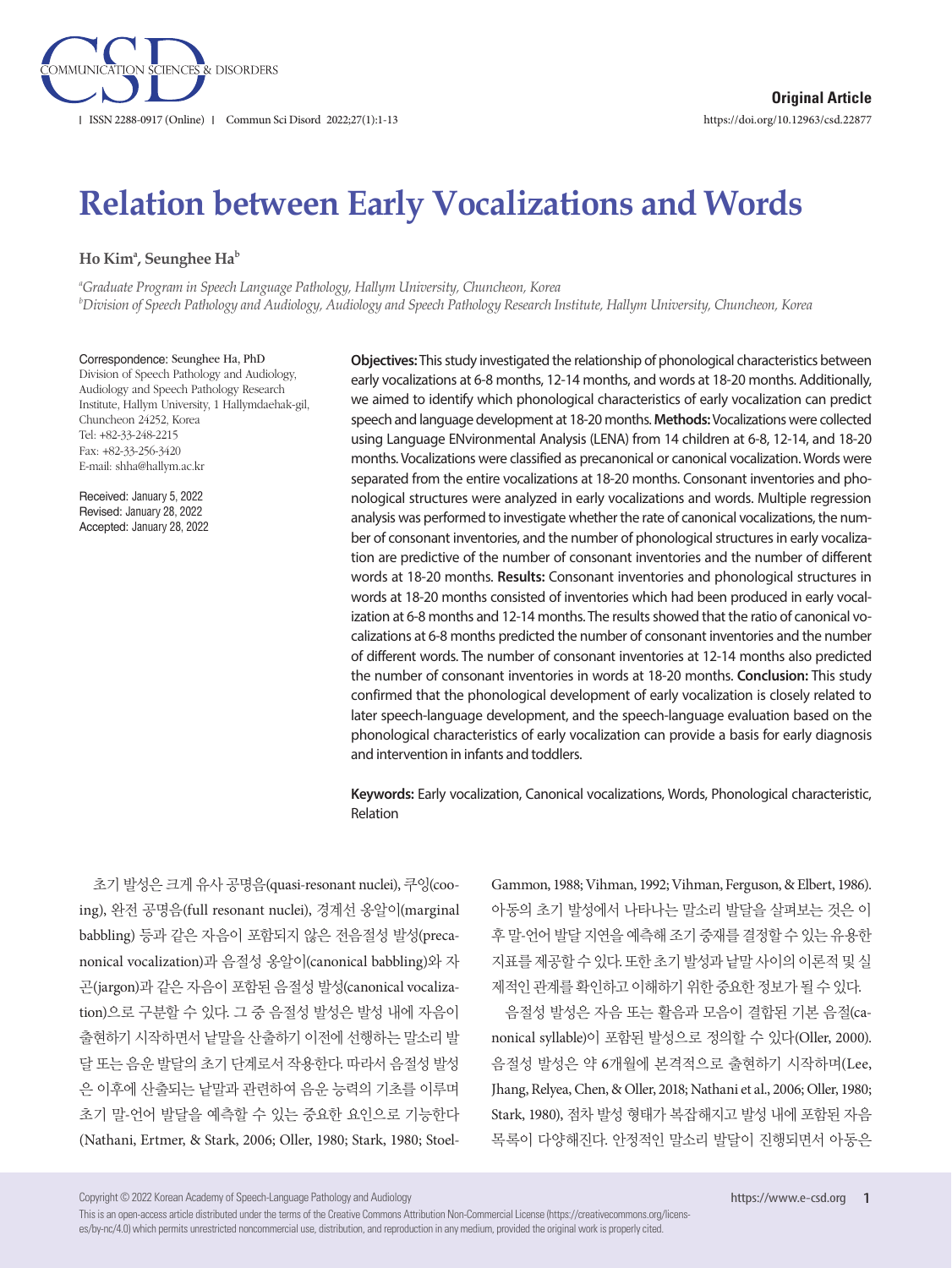Original Article

https://doi.org/10.12963/csd.22877

# Relation between Early Vocalizations and Words

**Ho Kim[a], Seunghee Ha[b]**

[a]*Graduate Program in Speech Language Pathology, Hallym University, Chuncheon, Korea*
[b]*Division of Speech Pathology and Audiology, Audiology and Speech Pathology Research Institute, Hallym University, Chuncheon, Korea*

Correspondence: Seunghee Ha, PhD
Division of Speech Pathology and Audiology, Audiology and Speech Pathology Research Institute, Hallym University, 1 Hallymdaehak-gil, Chuncheon 24252, Korea
Tel: +82-33-248-2215
Fax: +82-33-256-3420
E-mail: shha@hallym.ac.kr

Received: January 5, 2022
Revised: January 28, 2022
Accepted: January 28, 2022

**Objectives:** This study investigated the relationship of phonological characteristics between early vocalizations at 6-8 months, 12-14 months, and words at 18-20 months. Additionally, we aimed to identify which phonological characteristics of early vocalization can predict speech and language development at 18-20 months. **Methods:** Vocalizations were collected using Language ENvironmental Analysis (LENA) from 14 children at 6-8, 12-14, and 18-20 months. Vocalizations were classified as precanonical or canonical vocalization. Words were separated from the entire vocalizations at 18-20 months. Consonant inventories and phonological structures were analyzed in early vocalizations and words. Multiple regression analysis was performed to investigate whether the rate of canonical vocalizations, the number of consonant inventories, and the number of phonological structures in early vocalization are predictive of the number of consonant inventories and the number of different words at 18-20 months. **Results:** Consonant inventories and phonological structures in words at 18-20 months consisted of inventories which had been produced in early vocalization at 6-8 months and 12-14 months. The results showed that the ratio of canonical vocalizations at 6-8 months predicted the number of consonant inventories and the number of different words. The number of consonant inventories at 12-14 months also predicted the number of consonant inventories in words at 18-20 months. **Conclusion:** This study confirmed that the phonological development of early vocalization is closely related to later speech-language development, and the speech-language evaluation based on the phonological characteristics of early vocalization can provide a basis for early diagnosis and intervention in infants and toddlers.

**Keywords:** Early vocalization, Canonical vocalizations, Words, Phonological characteristic, Relation

초기 발성은 크게 유사 공명음(quasi-resonant nuclei), 쿠잉(cooing), 완전 공명음(full resonant nuclei), 경계선 옹알이(marginal babbling) 등과 같은 자음이 포함되지 않은 전음절성 발성(precanonical vocalization)과 음절성 옹알이(canonical babbling)와 자곤(jargon)과 같은 자음이 포함된 음절성 발성(canonical vocalization)으로 구분할 수 있다. 그 중 음절성 발성은 발성 내에 자음이 출현하기 시작하면서 낱말을 산출하기 이전에 선행하는 말소리 발달 또는 음운 발달의 초기 단계로서 작용한다. 따라서 음절성 발성은 이후에 산출되는 낱말과 관련하여 음운 능력의 기초를 이루며 초기 말-언어 발달을 예측할 수 있는 중요한 요인으로 기능한다(Nathani, Ertmer, & Stark, 2006; Oller, 1980; Stark, 1980; Stoel-Gammon, 1988; Vihman, 1992; Vihman, Ferguson, & Elbert, 1986). 아동의 초기 발성에서 나타나는 말소리 발달을 살펴보는 것은 이후 말-언어 발달 지연을 예측해 조기 중재를 결정할 수 있는 유용한 지표를 제공할 수 있다. 또한 초기 발성과 낱말 사이의 이론적 및 실제적인 관계를 확인하고 이해하기 위한 중요한 정보가 될 수 있다.

음절성 발성은 자음 또는 활음과 모음이 결합된 기본 음절(canonical syllable)이 포함된 발성으로 정의할 수 있다(Oller, 2000). 음절성 발성은 약 6개월에 본격적으로 출현하기 시작하며(Lee, Jhang, Relyea, Chen, & Oller, 2018; Nathani et al., 2006; Oller, 1980; Stark, 1980), 점차 발성 형태가 복잡해지고 발성 내에 포함된 자음 목록이 다양해진다. 안정적인 말소리 발달이 진행되면서 아동은

Copyright © 2022 Korean Academy of Speech-Language Pathology and Audiology

This is an open-access article distributed under the terms of the Creative Commons Attribution Non-Commercial License (https://creativecommons.org/licenses/by-nc/4.0) which permits unrestricted noncommercial use, distribution, and reproduction in any medium, provided the original work is properly cited.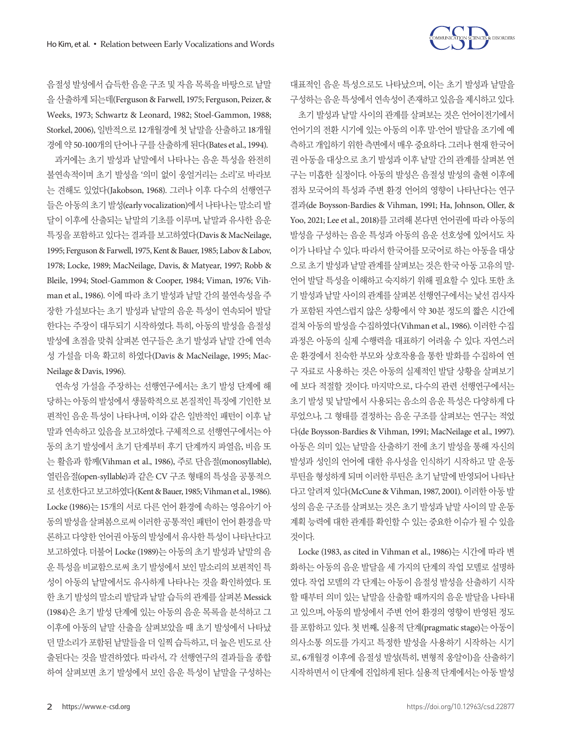음절성 발성에서 습득한 음운 구조 및 자음 목록을 바탕으로 낱말을 산출하게 되는데(Ferguson & Farwell, 1975; Ferguson, Peizer, & Weeks, 1973; Schwartz & Leonard, 1982; Stoel-Gammon, 1988; Storkel, 2006), 일반적으로 12개월경에 첫 낱말을 산출하고 18개월경에 약 50-100개의 단어나 구를 산출하게 된다(Bates et al., 1994).

과거에는 초기 발성과 낱말에서 나타나는 음운 특성을 완전히 불연속적이며 초기 발성을 '의미 없이 옹얼거리는 소리'로 바라보는 견해도 있었다(Jakobson, 1968). 그러나 이후 다수의 선행연구들은 아동의 초기 발성(early vocalization)에서 나타나는 말소리 발달이 이후에 산출되는 낱말의 기초를 이루며, 낱말과 유사한 음운 특징을 포함하고 있다는 결과를 보고하였다(Davis & MacNeilage, 1995; Ferguson & Farwell, 1975, Kent & Bauer, 1985; Labov & Labov, 1978; Locke, 1989; MacNeilage, Davis, & Matyear, 1997; Robb & Bleile, 1994; Stoel-Gammon & Cooper, 1984; Viman, 1976; Vihman et al., 1986). 이에 따라 초기 발성과 낱말 간의 불연속성을 주장한 가설보다는 초기 발성과 낱말의 음운 특성이 연속되어 발달한다는 주장이 대두되기 시작하였다. 특히, 아동의 발성을 음절성 발성에 초점을 맞춰 살펴본 연구들은 초기 발성과 낱말 간에 연속성 가설을 더욱 확고히 하였다(Davis & MacNeilage, 1995; MacNeilage & Davis, 1996).

연속성 가설을 주장하는 선행연구에서는 초기 발성 단계에 해당하는 아동의 발성에서 생물학적으로 본질적인 특징에 기인한 보편적인 음운 특성이 나타나며, 이와 같은 일반적인 패턴이 이후 낱말과 연속하고 있음을 보고하였다. 구체적으로 선행연구에서는 아동의 초기 발성에서 초기 단계부터 후기 단계까지 파열음, 비음 또는 활음과 함께(Vihman et al., 1986), 주로 단음절(monosyllable), 열린음절(open-syllable)과 같은 CV 구조 형태의 특성을 공통적으로 선호한다고 보고하였다(Kent & Bauer, 1985; Vihman et al., 1986). Locke (1986)는 15개의 서로 다른 언어 환경에 속하는 영유아기 아동의 발성을 살펴봄으로써 이러한 공통적인 패턴이 언어 환경을 막론하고 다양한 언어권 아동의 발성에서 유사한 특성이 나타난다고 보고하였다. 더불어 Locke (1989)는 아동의 초기 발성과 낱말의 음운 특성을 비교함으로써 초기 발성에서 보인 말소리의 보편적인 특성이 아동의 낱말에서도 유사하게 나타나는 것을 확인하였다. 또한 초기 발성의 말소리 발달과 낱말 습득의 관계를 살펴본 Messick (1984)은 초기 발성 단계에 있는 아동의 음운 목록을 분석하고 그 이후에 아동의 낱말 산출을 살펴보았을 때 초기 발성에서 나타났던 말소리가 포함된 낱말들을 더 일찍 습득하고, 더 높은 빈도로 산출된다는 것을 발견하였다. 따라서, 각 선행연구의 결과들을 종합하여 살펴보면 초기 발성에서 보인 음운 특성이 낱말을 구성하는 대표적인 음운 특성으로도 나타났으며, 이는 초기 발성과 낱말을 구성하는 음운 특성에서 연속성이 존재하고 있음을 제시하고 있다.

초기 발성과 낱말 사이의 관계를 살펴보는 것은 언어이전기에서 언어기의 전환 시기에 있는 아동의 이후 말-언어 발달을 조기에 예측하고 개입하기 위한 측면에서 매우 중요하다. 그러나 현재 한국어권 아동을 대상으로 초기 발성과 이후 낱말 간의 관계를 살펴본 연구는 미흡한 실정이다. 아동의 발성은 음절성 발성의 출현 이후에 점차 모국어의 특성과 주변 환경 언어의 영향이 나타난다는 연구결과(de Boysson-Bardies & Vihman, 1991; Ha, Johnson, Oller, & Yoo, 2021; Lee et al., 2018)를 고려해 본다면 언어권에 따라 아동의 발성을 구성하는 음운 특성과 아동의 음운 선호성에 있어서도 차이가 나타날 수 있다. 따라서 한국어를 모국어로 하는 아동을 대상으로 초기 발성과 낱말 관계를 살펴보는 것은 한국 아동 고유의 말-언어 발달 특성을 이해하고 숙지하기 위해 필요할 수 있다. 또한 초기 발성과 낱말 사이의 관계를 살펴본 선행연구에서는 낯선 검사자가 포함된 자연스럽지 않은 상황에서 약 30분 정도의 짧은 시간에 걸쳐 아동의 발성을 수집하였다(Vihman et al., 1986). 이러한 수집 과정은 아동의 실제 수행력을 대표하기 어려울 수 있다. 자연스러운 환경에서 친숙한 부모와 상호작용을 통한 발화를 수집하여 연구 자료로 사용하는 것은 아동의 실제적인 발달 상황을 살펴보기에 보다 적절할 것이다. 마지막으로, 다수의 관련 선행연구에서는 초기 발성 및 낱말에서 사용되는 음소의 음운 특성은 다양하게 다루었으나, 그 형태를 결정하는 음운 구조를 살펴보는 연구는 적었다(de Boysson-Bardies & Vihman, 1991; MacNeilage et al., 1997). 아동은 의미 있는 낱말을 산출하기 전에 초기 발성을 통해 자신의 발성과 성인의 언어에 대한 유사성을 인식하기 시작하고 말 운동 루틴을 형성하게 되며 이러한 루틴은 초기 낱말에 반영되어 나타난다고 알려져 있다(McCune & Vihman, 1987, 2001). 이러한 아동 발성의 음운 구조를 살펴보는 것은 초기 발성과 낱말 사이의 말 운동 계획 능력에 대한 관계를 확인할 수 있는 중요한 이슈가 될 수 있을 것이다.

Locke (1983, as cited in Vihman et al., 1986)는 시간에 따라 변화하는 아동의 음운 발달을 세 가지의 단계의 작업 모델로 설명하였다. 작업 모델의 각 단계는 아동이 음절성 발성을 산출하기 시작할 때부터 의미 있는 낱말을 산출할 때까지의 음운 발달을 나타내고 있으며, 아동의 발성에서 주변 언어 환경의 영향이 반영된 정도를 포함하고 있다. 첫 번째, 실용적 단계(pragmatic stage)는 아동이 의사소통 의도를 가지고 특정한 발성을 사용하기 시작하는 시기로, 6개월경 이후에 음절성 발성(특히, 변형적 옹알이)을 산출하기 시작하면서 이 단계에 진입하게 된다. 실용적 단계에서는 아동 발성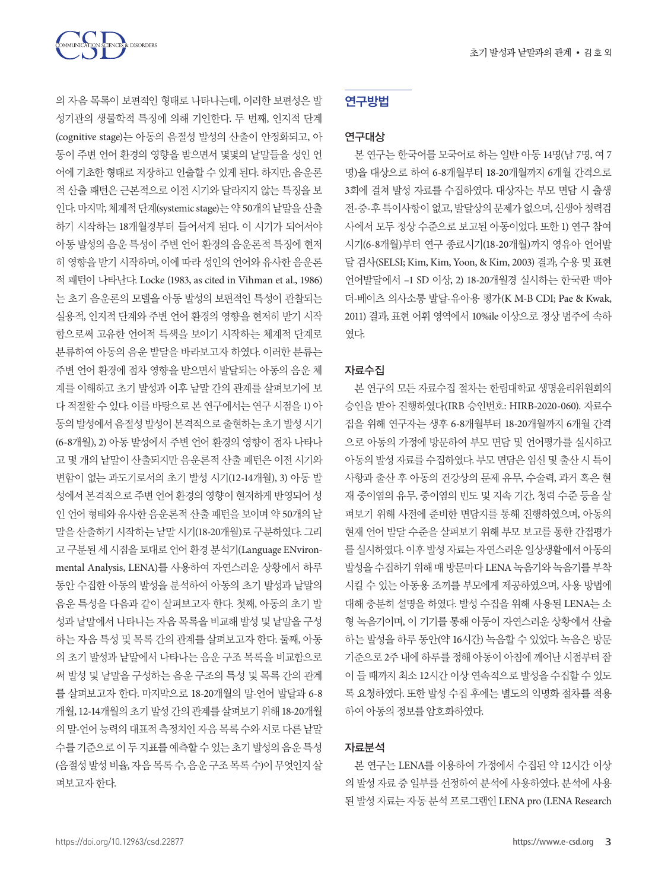의 자음 목록이 보편적인 형태로 나타나는데, 이러한 보편성은 발성기관의 생물학적 특징에 의해 기인한다. 두 번째, 인지적 단계(cognitive stage)는 아동의 음절성 발성의 산출이 안정화되고, 아동이 주변 언어 환경의 영향을 받으면서 몇몇의 낱말들을 성인 언어에 기초한 형태로 저장하고 인출할 수 있게 된다. 하지만, 음운론적 산출 패턴은 근본적으로 이전 시기와 달라지지 않는 특징을 보인다. 마지막, 체계적 단계(systemic stage)는 약 50개의 낱말을 산출하기 시작하는 18개월경부터 들어서게 된다. 이 시기가 되어서야 아동 발성의 음운 특성이 주변 언어 환경의 음운론적 특징에 현저히 영향을 받기 시작하며, 이에 따라 성인의 언어와 유사한 음운론적 패턴이 나타난다. Locke (1983, as cited in Vihman et al., 1986)는 초기 음운론의 모델을 아동 발성의 보편적인 특성이 관찰되는 실용적, 인지적 단계와 주변 언어 환경의 영향을 현저히 받기 시작함으로써 고유한 언어적 특색을 보이기 시작하는 체계적 단계로 분류하여 아동의 음운 발달을 바라보고자 하였다. 이러한 분류는 주변 언어 환경에 점차 영향을 받으면서 발달되는 아동의 음운 체계를 이해하고 초기 발성과 이후 낱말 간의 관계를 살펴보기에 보다 적절할 수 있다. 이를 바탕으로 본 연구에서는 연구 시점을 1) 아동의 발성에서 음절성 발성이 본격적으로 출현하는 초기 발성 시기(6-8개월), 2) 아동 발성에서 주변 언어 환경의 영향이 점차 나타나고 몇 개의 낱말이 산출되지만 음운론적 산출 패턴은 이전 시기와 변함이 없는 과도기로서의 초기 발성 시기(12-14개월), 3) 아동 발성에서 본격적으로 주변 언어 환경의 영향이 현저하게 반영되어 성인 언어 형태와 유사한 음운론적 산출 패턴을 보이며 약 50개의 낱말을 산출하기 시작하는 낱말 시기(18-20개월)로 구분하였다. 그리고 구분된 세 시점을 토대로 언어 환경 분석기(Language ENvironmental Analysis, LENA)를 사용하여 자연스러운 상황에서 하루 동안 수집한 아동의 발성을 분석하여 아동의 초기 발성과 낱말의 음운 특성을 다음과 같이 살펴보고자 한다. 첫째, 아동의 초기 발성과 낱말에서 나타나는 자음 목록을 비교해 발성 및 낱말을 구성하는 자음 특성 및 목록 간의 관계를 살펴보고자 한다. 둘째, 아동의 초기 발성과 낱말에서 나타나는 음운 구조 목록을 비교함으로써 발성 및 낱말을 구성하는 음운 구조의 특성 및 목록 간의 관계를 살펴보고자 한다. 마지막으로 18-20개월의 말-언어 발달과 6-8개월, 12-14개월의 초기 발성 간의 관계를 살펴보기 위해 18-20개월의 말-언어 능력의 대표적 측정치인 자음 목록 수와 서로 다른 낱말 수를 기준으로 이 두 지표를 예측할 수 있는 초기 발성의 음운 특성(음절성 발성 비율, 자음 목록 수, 음운 구조 목록 수)이 무엇인지 살펴보고자 한다.

## 연구방법

### 연구대상

본 연구는 한국어를 모국어로 하는 일반 아동 14명(남 7명, 여 7명)을 대상으로 하여 6-8개월부터 18-20개월까지 6개월 간격으로 3회에 걸쳐 발성 자료를 수집하였다. 대상자는 부모 면담 시 출생 전-중-후 특이사항이 없고, 발달상의 문제가 없으며, 신생아 청력검사에서 모두 정상 수준으로 보고된 아동이었다. 또한 1) 연구 참여 시기(6-8개월)부터 연구 종료시기(18-20개월)까지 영유아 언어발달 검사(SELSI; Kim, Kim, Yoon, & Kim, 2003) 결과, 수용 및 표현 언어발달에서 –1 SD 이상, 2) 18-20개월경 실시하는 한국판 맥아더-베이츠 의사소통 발달-유아용 평가(K M-B CDI; Pae & Kwak, 2011) 결과, 표현 어휘 영역에서 10%ile 이상으로 정상 범주에 속하였다.

### 자료수집

본 연구의 모든 자료수집 절차는 한림대학교 생명윤리위원회의 승인을 받아 진행하였다(IRB 승인번호: HIRB-2020-060). 자료수집을 위해 연구자는 생후 6-8개월부터 18-20개월까지 6개월 간격으로 아동의 가정에 방문하여 부모 면담 및 언어평가를 실시하고 아동의 발성 자료를 수집하였다. 부모 면담은 임신 및 출산 시 특이사항과 출산 후 아동의 건강상의 문제 유무, 수술력, 과거 혹은 현재 중이염의 유무, 중이염의 빈도 및 지속 기간, 청력 수준 등을 살펴보기 위해 사전에 준비한 면담지를 통해 진행하였으며, 아동의 현재 언어 발달 수준을 살펴보기 위해 부모 보고를 통한 간접평가를 실시하였다. 이후 발성 자료는 자연스러운 일상생활에서 아동의 발성을 수집하기 위해 매 방문마다 LENA 녹음기와 녹음기를 부착시킬 수 있는 아동용 조끼를 부모에게 제공하였으며, 사용 방법에 대해 충분히 설명을 하였다. 발성 수집을 위해 사용된 LENA는 소형 녹음기이며, 이 기기를 통해 아동이 자연스러운 상황에서 산출하는 발성을 하루 동안(약 16시간) 녹음할 수 있었다. 녹음은 방문 기준으로 2주 내에 하루를 정해 아동이 아침에 깨어난 시점부터 잠이 들 때까지 최소 12시간 이상 연속적으로 발성을 수집할 수 있도록 요청하였다. 또한 발성 수집 후에는 별도의 익명화 절차를 적용하여 아동의 정보를 암호화하였다.

### 자료분석

본 연구는 LENA를 이용하여 가정에서 수집된 약 12시간 이상의 발성 자료 중 일부를 선정하여 분석에 사용하였다. 분석에 사용된 발성 자료는 자동 분석 프로그램인 LENA pro (LENA Research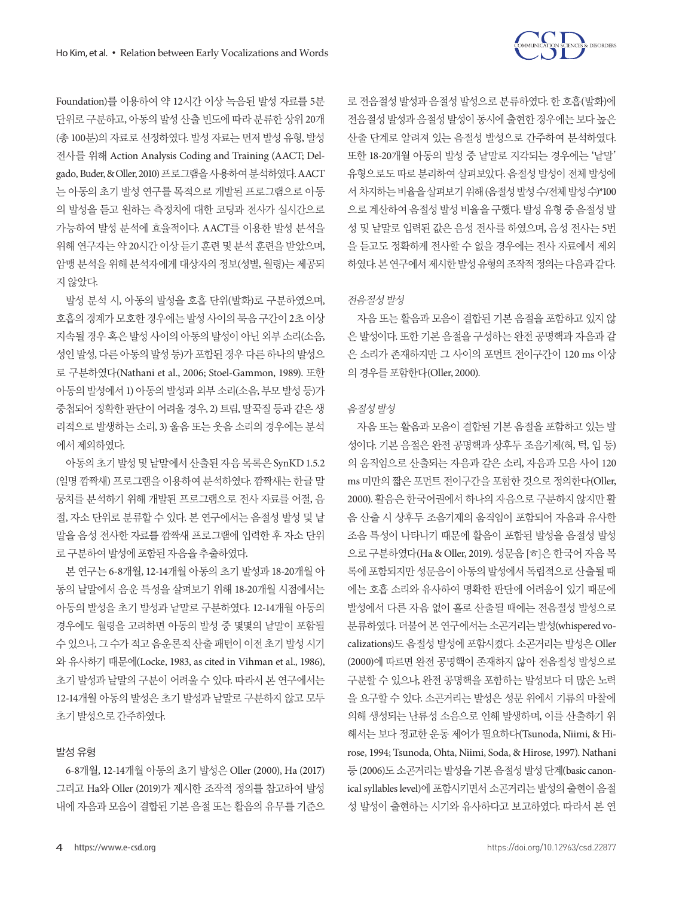Foundation)를 이용하여 약 12시간 이상 녹음된 발성 자료를 5분 단위로 구분하고, 아동의 발성 산출 빈도에 따라 분류한 상위 20개(총 100분)의 자료로 선정하였다. 발성 자료는 먼저 발성 유형, 발성 전사를 위해 Action Analysis Coding and Training (AACT; Delgado, Buder, & Oller, 2010) 프로그램을 사용하여 분석하였다. AACT는 아동의 초기 발성 연구를 목적으로 개발된 프로그램으로 아동의 발성을 듣고 원하는 측정치에 대한 코딩과 전사가 실시간으로 가능하여 발성 분석에 효율적이다. AACT를 이용한 발성 분석을 위해 연구자는 약 20시간 이상 듣기 훈련 및 분석 훈련을 받았으며, 암맹 분석을 위해 분석자에게 대상자의 정보(성별, 월령)는 제공되지 않았다.

발성 분석 시, 아동의 발성을 호흡 단위(발화)로 구분하였으며, 호흡의 경계가 모호한 경우에는 발성 사이의 묵음 구간이 2초 이상 지속될 경우 혹은 발성 사이의 아동의 발성이 아닌 외부 소리(소음, 성인 발성, 다른 아동의 발성 등)가 포함된 경우 다른 하나의 발성으로 구분하였다(Nathani et al., 2006; Stoel-Gammon, 1989). 또한 아동의 발성에서 1) 아동의 발성과 외부 소리(소음, 부모 발성 등)가 중첩되어 정확한 판단이 어려울 경우, 2) 트림, 딸꾹질 등과 같은 생리적으로 발생하는 소리, 3) 울음 또는 웃음 소리의 경우에는 분석에서 제외하였다.

아동의 초기 발성 및 낱말에서 산출된 자음 목록은 SynKD 1.5.2 (일명 깜짝새) 프로그램을 이용하여 분석하였다. 깜짝새는 한글 말뭉치를 분석하기 위해 개발된 프로그램으로 전사 자료를 어절, 음절, 자소 단위로 분류할 수 있다. 본 연구에서는 음절성 발성 및 낱말을 음성 전사한 자료를 깜짝새 프로그램에 입력한 후 자소 단위로 구분하여 발성에 포함된 자음을 추출하였다.

본 연구는 6-8개월, 12-14개월 아동의 초기 발성과 18-20개월 아동의 낱말에서 음운 특성을 살펴보기 위해 18-20개월 시점에서는 아동의 발성을 초기 발성과 낱말로 구분하였다. 12-14개월 아동의 경우에도 월령을 고려하면 아동의 발성 중 몇몇의 낱말이 포함될 수 있으나, 그 수가 적고 음운론적 산출 패턴이 이전 초기 발성 시기와 유사하기 때문에(Locke, 1983, as cited in Vihman et al., 1986), 초기 발성과 낱말의 구분이 어려울 수 있다. 따라서 본 연구에서는 12-14개월 아동의 발성은 초기 발성과 낱말로 구분하지 않고 모두 초기 발성으로 간주하였다.

### 발성 유형

6-8개월, 12-14개월 아동의 초기 발성은 Oller (2000), Ha (2017) 그리고 Ha와 Oller (2019)가 제시한 조작적 정의를 참고하여 발성 내에 자음과 모음이 결합된 기본 음절 또는 활음의 유무를 기준으로 전음절성 발성과 음절성 발성으로 분류하였다. 한 호흡(발화)에 전음절성 발성과 음절성 발성이 동시에 출현한 경우에는 보다 높은 산출 단계로 알려져 있는 음절성 발성으로 간주하여 분석하였다. 또한 18-20개월 아동의 발성 중 낱말로 지각되는 경우에는 '낱말' 유형으로도 따로 분리하여 살펴보았다. 음절성 발성이 전체 발성에서 차지하는 비율을 살펴보기 위해 (음절성 발성 수/전체 발성 수)*100으로 계산하여 음절성 발성 비율을 구했다. 발성 유형 중 음절성 발성 및 낱말로 입력된 값은 음성 전사를 하였으며, 음성 전사는 5번을 듣고도 정확하게 전사할 수 없을 경우에는 전사 자료에서 제외하였다. 본 연구에서 제시한 발성 유형의 조작적 정의는 다음과 같다.

#### *전음절성 발성*

자음 또는 활음과 모음이 결합된 기본 음절을 포함하고 있지 않은 발성이다. 또한 기본 음절을 구성하는 완전 공명핵과 자음과 같은 소리가 존재하지만 그 사이의 포먼트 전이구간이 120 ms 이상의 경우를 포함한다(Oller, 2000).

#### *음절성 발성*

자음 또는 활음과 모음이 결합된 기본 음절을 포함하고 있는 발성이다. 기본 음절은 완전 공명핵과 상후두 조음기제(혀, 턱, 입 등)의 움직임으로 산출되는 자음과 같은 소리, 자음과 모음 사이 120 ms 미만의 짧은 포먼트 전이구간을 포함한 것으로 정의한다(Oller, 2000). 활음은 한국어권에서 하나의 자음으로 구분하지 않지만 활음 산출 시 상후두 조음기제의 움직임이 포함되어 자음과 유사한 조음 특성이 나타나기 때문에 활음이 포함된 발성을 음절성 발성으로 구분하였다(Ha & Oller, 2019). 성문음 [ㅎ]은 한국어 자음 목록에 포함되지만 성문음이 아동의 발성에서 독립적으로 산출될 때에는 호흡 소리와 유사하여 명확한 판단에 어려움이 있기 때문에 발성에서 다른 자음 없이 홀로 산출될 때에는 전음절성 발성으로 분류하였다. 더불어 본 연구에서는 소곤거리는 발성(whispered vocalizations)도 음절성 발성에 포함시켰다. 소곤거리는 발성은 Oller (2000)에 따르면 완전 공명핵이 존재하지 않아 전음절성 발성으로 구분할 수 있으나, 완전 공명핵을 포함하는 발성보다 더 많은 노력을 요구할 수 있다. 소곤거리는 발성은 성문 위에서 기류의 마찰에 의해 생성되는 난류성 소음으로 인해 발생하며, 이를 산출하기 위해서는 보다 정교한 운동 제어가 필요하다(Tsunoda, Niimi, & Hirose, 1994; Tsunoda, Ohta, Niimi, Soda, & Hirose, 1997). Nathani 등 (2006)도 소곤거리는 발성을 기본 음절성 발성 단계(basic canonical syllables level)에 포함시키면서 소곤거리는 발성의 출현이 음절성 발성이 출현하는 시기와 유사하다고 보고하였다. 따라서 본 연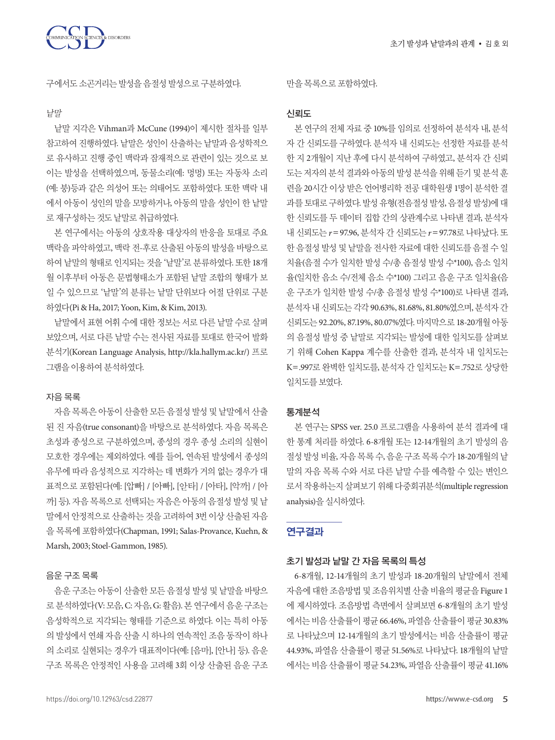구에서도 소곤거리는 발성을 음절성 발성으로 구분하였다.

*낱말*

낱말 지각은 Vihman과 McCune (1994)이 제시한 절차를 일부 참고하여 진행하였다. 낱말은 성인이 산출하는 낱말과 음성학적으로 유사하고 진행 중인 맥락과 잠재적으로 관련이 있는 것으로 보이는 발성을 선택하였으며, 동물소리(예: 멍멍) 또는 자동차 소리(예: 붕)등과 같은 의성어 또는 의태어도 포함하였다. 또한 맥락 내에서 아동이 성인의 말을 모방하거나, 아동의 말을 성인이 한 낱말로 재구성하는 것도 낱말로 취급하였다.

본 연구에서는 아동의 상호작용 대상자의 반응을 토대로 주요 맥락을 파악하였고, 맥락 전-후로 산출된 아동의 발성을 바탕으로 하여 낱말의 형태로 인지되는 것을 '낱말'로 분류하였다. 또한 18개월 이후부터 아동은 문법형태소가 포함된 낱말 조합의 형태가 보일 수 있으므로 '낱말'의 분류는 낱말 단위보다 어절 단위로 구분하였다(Pi & Ha, 2017; Yoon, Kim, & Kim, 2013).

낱말에서 표현 어휘 수에 대한 정보는 서로 다른 낱말 수로 살펴보았으며, 서로 다른 낱말 수는 전사된 자료를 토대로 한국어 발화분석기(Korean Language Analysis, http://kla.hallym.ac.kr/) 프로그램을 이용하여 분석하였다.

### 자음 목록

자음 목록은 아동이 산출한 모든 음절성 발성 및 낱말에서 산출된 진 자음(true consonant)을 바탕으로 분석하였다. 자음 목록은 초성과 종성으로 구분하였으며, 종성의 경우 종성 소리의 실현이 모호한 경우에는 제외하였다. 예를 들어, 연속된 발성에서 종성의 유무에 따라 음성적으로 지각하는 데 변화가 거의 없는 경우가 대표적으로 포함된다(예: [압빠] / [아빠], [앋타] / [아타], [악까] / [아까] 등). 자음 목록으로 선택되는 자음은 아동의 음절성 발성 및 낱말에서 안정적으로 산출하는 것을 고려하여 3번 이상 산출된 자음을 목록에 포함하였다(Chapman, 1991; Salas-Provance, Kuehn, & Marsh, 2003; Stoel-Gammon, 1985).

### 음운 구조 목록

음운 구조는 아동이 산출한 모든 음절성 발성 및 낱말을 바탕으로 분석하였다(V: 모음, C: 자음, G: 활음). 본 연구에서 음운 구조는 음성학적으로 지각되는 형태를 기준으로 하였다. 이는 특히 아동의 발성에서 연쇄 자음 산출 시 하나의 연속적인 조음 동작이 하나의 소리로 실현되는 경우가 대표적이다(예: [음마], [안나] 등). 음운 구조 목록은 안정적인 사용을 고려해 3회 이상 산출된 음운 구조만을 목록으로 포함하였다.

### 신뢰도

본 연구의 전체 자료 중 10%를 임의로 선정하여 분석자 내, 분석자 간 신뢰도를 구하였다. 분석자 내 신뢰도는 선정한 자료를 분석한 지 2개월이 지난 후에 다시 분석하여 구하였고, 분석자 간 신뢰도는 저자의 분석 결과와 아동의 발성 분석을 위해 듣기 및 분석 훈련을 20시간 이상 받은 언어병리학 전공 대학원생 1명이 분석한 결과를 토대로 구하였다. 발성 유형(전음절성 발성, 음절성 발성)에 대한 신뢰도를 두 데이터 집합 간의 상관계수로 나타낸 결과, 분석자 내 신뢰도는 $r = 97.96$, 분석자 간 신뢰도는 $r = 97.78$로 나타났다. 또한 음절성 발성 및 낱말을 전사한 자료에 대한 신뢰도를 음절 수 일치율(음절 수가 일치한 발성 수/총 음절성 발성 수*100), 음소 일치율(일치한 음소 수/전체 음소 수*100) 그리고 음운 구조 일치율(음운 구조가 일치한 발성 수/총 음절성 발성 수*100)로 나타낸 결과, 분석자 내 신뢰도는 각각 90.63%, 81.68%, 81.80%였으며, 분석자 간 신뢰도는 92.20%, 87.19%, 80.07%였다. 마지막으로 18-20개월 아동의 음절성 발성 중 낱말로 지각되는 발성에 대한 일치도를 살펴보기 위해 Cohen Kappa 계수를 산출한 결과, 분석자 내 일치도는 $K = .997$로 완벽한 일치도를, 분석자 간 일치도는 $K = .752$로 상당한 일치도를 보였다.

### 통계분석

본 연구는 SPSS ver. 25.0 프로그램을 사용하여 분석 결과에 대한 통계 처리를 하였다. 6-8개월 또는 12-14개월의 초기 발성의 음절성 발성 비율, 자음 목록 수, 음운 구조 목록 수가 18-20개월의 낱말의 자음 목록 수와 서로 다른 낱말 수를 예측할 수 있는 변인으로서 작용하는지 살펴보기 위해 다중회귀분석(multiple regression analysis)을 실시하였다.

## 연구결과

### 초기 발성과 낱말 간 자음 목록의 특성

6-8개월, 12-14개월의 초기 발성과 18-20개월의 낱말에서 전체 자음에 대한 조음방법 및 조음위치별 산출 비율의 평균을 Figure 1에 제시하였다. 조음방법 측면에서 살펴보면 6-8개월의 초기 발성에서는 비음 산출률이 평균 66.46%, 파열음 산출률이 평균 30.83%로 나타났으며 12-14개월의 초기 발성에서는 비음 산출률이 평균 44.93%, 파열음 산출률이 평균 51.56%로 나타났다. 18개월의 낱말에서는 비음 산출률이 평균 54.23%, 파열음 산출률이 평균 41.16%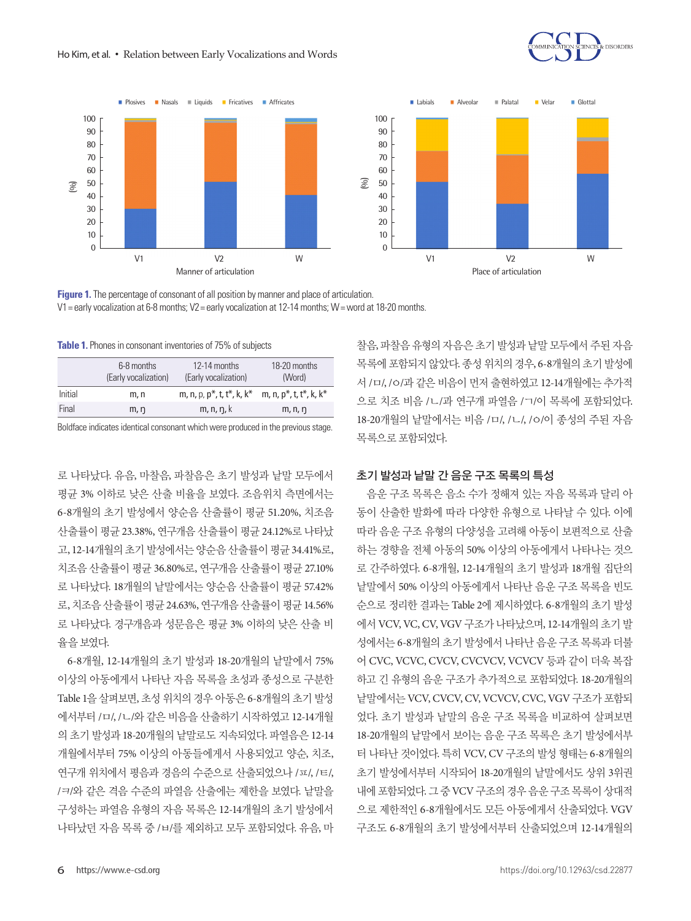**Figure 1.** The percentage of consonant of all position by manner and place of articulation.
V1 = early vocalization at 6-8 months; V2 = early vocalization at 12-14 months; W = word at 18-20 months.

**Table 1.** Phones in consonant inventories of 75% of subjects

| | 6-8 months (Early vocalization) | 12-14 months (Early vocalization) | 18-20 months (Word) |
|---|---|---|---|
| Initial | m, n | **m, n**, p, p*, t, t*, k, k* | **m, n, p*, t, t*, k, k*** |
| Final | m, ŋ | **m**, n, **ŋ**, k | **m, n, ŋ** |

Boldface indicates identical consonant which were produced in the previous stage.

로 나타났다. 유음, 마찰음, 파찰음은 초기 발성과 낱말 모두에서 평균 3% 이하로 낮은 산출 비율을 보였다. 조음위치 측면에서는 6-8개월의 초기 발성에서 양순음 산출률이 평균 51.20%, 치조음 산출률이 평균 23.38%, 연구개음 산출률이 평균 24.12%로 나타났고, 12-14개월의 초기 발성에서는 양순음 산출률이 평균 34.41%로, 치조음 산출률이 평균 36.80%로, 연구개음 산출률이 평균 27.10%로 나타났다. 18개월의 낱말에서는 양순음 산출률이 평균 57.42%로, 치조음 산출률이 평균 24.63%, 연구개음 산출률이 평균 14.56%로 나타났다. 경구개음과 성문음은 평균 3% 이하의 낮은 산출 비율을 보였다.

6-8개월, 12-14개월의 초기 발성과 18-20개월의 낱말에서 75% 이상의 아동에게서 나타난 자음 목록을 초성과 종성으로 구분한 Table 1을 살펴보면, 초성 위치의 경우 아동은 6-8개월의 초기 발성에서부터 /ㅁ/, /ㄴ/와 같은 비음을 산출하기 시작하였고 12-14개월의 초기 발성과 18-20개월의 낱말로도 지속되었다. 파열음은 12-14개월에서부터 75% 이상의 아동들에게서 사용되었고 양순, 치조, 연구개 위치에서 평음과 경음의 수준으로 산출되었으나 /ㅍ/, /ㅌ/, /ㅋ/와 같은 격음 수준의 파열음 산출에는 제한을 보였다. 낱말을 구성하는 파열음 유형의 자음 목록은 12-14개월의 초기 발성에서 나타났던 자음 목록 중 /ㅂ/를 제외하고 모두 포함되었다. 유음, 마찰음, 파찰음 유형의 자음은 초기 발성과 낱말 모두에서 주된 자음 목록에 포함되지 않았다. 종성 위치의 경우, 6-8개월의 초기 발성에서 /ㅁ/, /ㅇ/과 같은 비음이 먼저 출현하였고 12-14개월에는 추가적으로 치조 비음 /ㄴ/과 연구개 파열음 /ㄱ/이 목록에 포함되었다. 18-20개월의 낱말에서는 비음 /ㅁ/, /ㄴ/, /ㅇ/이 종성의 주된 자음 목록으로 포함되었다.

### 초기 발성과 낱말 간 음운 구조 목록의 특성

음운 구조 목록은 음소 수가 정해져 있는 자음 목록과 달리 아동이 산출한 발화에 따라 다양한 유형으로 나타날 수 있다. 이에 따라 음운 구조 유형의 다양성을 고려해 아동이 보편적으로 산출하는 경향을 전체 아동의 50% 이상의 아동에게서 나타나는 것으로 간주하였다. 6-8개월, 12-14개월의 초기 발성과 18개월 집단의 낱말에서 50% 이상의 아동에게서 나타난 음운 구조 목록을 빈도 순으로 정리한 결과는 Table 2에 제시하였다. 6-8개월의 초기 발성에서 VCV, VC, CV, VGV 구조가 나타났으며, 12-14개월의 초기 발성에서는 6-8개월의 초기 발성에서 나타난 음운 구조 목록에 더불어 CVC, VCVC, CVCV, CVCVCV, VCVCV 등과 같이 더욱 복잡하고 긴 유형의 음운 구조가 추가적으로 포함되었다. 18-20개월의 낱말에서는 VCV, CVCV, CV, VCVCV, CVC, VGV 구조가 포함되었다. 초기 발성과 낱말의 음운 구조 목록을 비교하여 살펴보면 18-20개월의 낱말에서 보이는 음운 구조 목록은 초기 발성에서부터 나타난 것이었다. 특히 VCV, CV 구조의 발성 형태는 6-8개월의 초기 발성에서부터 시작되어 18-20개월의 낱말에서도 상위 3위권 내에 포함되었다. 그 중 VCV 구조의 경우 음운 구조 목록이 상대적으로 제한적인 6-8개월에서도 모든 아동에게서 산출되었다. VGV 구조도 6-8개월의 초기 발성에서부터 산출되었으며 12-14개월의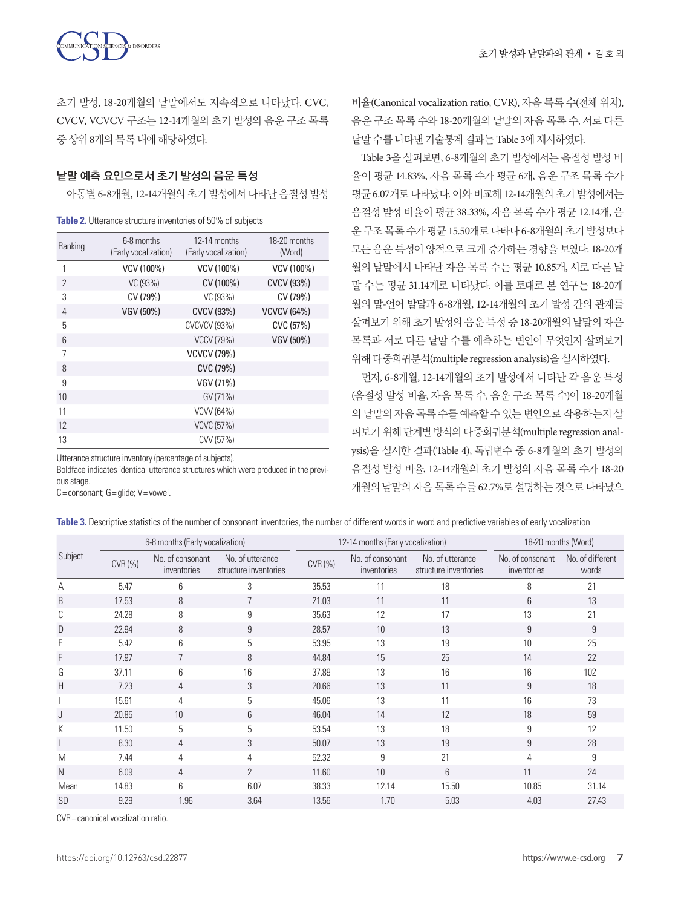초기 발성, 18-20개월의 낱말에서도 지속적으로 나타났다. CVC, CVCV, VCVCV 구조는 12-14개월의 초기 발성의 음운 구조 목록 중 상위 8개의 목록 내에 해당하였다.

## 낱말 예측 요인으로서 초기 발성의 음운 특성

아동별 6-8개월, 12-14개월의 초기 발성에서 나타난 음절성 발성 비율(Canonical vocalization ratio, CVR), 자음 목록 수(전체 위치), 음운 구조 목록 수와 18-20개월의 낱말의 자음 목록 수, 서로 다른 낱말 수를 나타낸 기술통계 결과는 Table 3에 제시하였다.

**Table 2.** Utterance structure inventories of 50% of subjects

| Ranking | 6-8 months (Early vocalization) | 12-14 months (Early vocalization) | 18-20 months (Word) |
|---|---|---|---|
| 1 | **VCV (100%)** | **VCV (100%)** | **VCV (100%)** |
| 2 | VC (93%) | **CV (100%)** | **CVCV (93%)** |
| 3 | **CV (79%)** | VC (93%) | **CV (79%)** |
| 4 | **VGV (50%)** | **CVCV (93%)** | **VCVCV (64%)** |
| 5 | | CVCVCV (93%) | **CVC (57%)** |
| 6 | | VCCV (79%) | **VGV (50%)** |
| 7 | | **VCVCV (79%)** | |
| 8 | | **CVC (79%)** | |
| 9 | | **VGV (71%)** | |
| 10 | | GV (71%) | |
| 11 | | VCVV (64%) | |
| 12 | | VCVC (57%) | |
| 13 | | CVV (57%) | |

Utterance structure inventory (percentage of subjects).
Boldface indicates identical utterance structures which were produced in the previous stage.
C = consonant; G = glide; V = vowel.

Table 3을 살펴보면, 6-8개월의 초기 발성에서는 음절성 발성 비율이 평균 14.83%, 자음 목록 수가 평균 6개, 음운 구조 목록 수가 평균 6.07개로 나타났다. 이와 비교해 12-14개월의 초기 발성에서는 음절성 발성 비율이 평균 38.33%, 자음 목록 수가 평균 12.14개, 음운 구조 목록 수가 평균 15.50개로 나타나 6-8개월의 초기 발성보다 모든 음운 특성이 양적으로 크게 증가하는 경향을 보였다. 18-20개월의 낱말에서 나타난 자음 목록 수는 평균 10.85개, 서로 다른 낱말 수는 평균 31.14개로 나타났다. 이를 토대로 본 연구는 18-20개월의 말-언어 발달과 6-8개월, 12-14개월의 초기 발성 간의 관계를 살펴보기 위해 초기 발성의 음운 특성 중 18-20개월의 낱말의 자음 목록과 서로 다른 낱말 수를 예측하는 변인이 무엇인지 살펴보기 위해 다중회귀분석(multiple regression analysis)을 실시하였다.

먼저, 6-8개월, 12-14개월의 초기 발성에서 나타난 각 음운 특성(음절성 발성 비율, 자음 목록 수, 음운 구조 목록 수)이 18-20개월의 낱말의 자음 목록 수를 예측할 수 있는 변인으로 작용하는지 살펴보기 위해 단계별 방식의 다중회귀분석(multiple regression analysis)을 실시한 결과(Table 4), 독립변수 중 6-8개월의 초기 발성의 음절성 발성 비율, 12-14개월의 초기 발성의 자음 목록 수가 18-20개월의 낱말의 자음 목록 수를 62.7%로 설명하는 것으로 나타났으

**Table 3.** Descriptive statistics of the number of consonant inventories, the number of different words in word and predictive variables of early vocalization

| Subject | 6-8 months (Early vocalization) | | | 12-14 months (Early vocalization) | | | 18-20 months (Word) | |
|---|---|---|---|---|---|---|---|---|
| | CVR (%) | No. of consonant inventories | No. of utterance structure inventories | CVR (%) | No. of consonant inventories | No. of utterance structure inventories | No. of consonant inventories | No. of different words |
| A | 5.47 | 6 | 3 | 35.53 | 11 | 18 | 8 | 21 |
| B | 17.53 | 8 | 7 | 21.03 | 11 | 11 | 6 | 13 |
| C | 24.28 | 8 | 9 | 35.63 | 12 | 17 | 13 | 21 |
| D | 22.94 | 8 | 9 | 28.57 | 10 | 13 | 9 | 9 |
| E | 5.42 | 6 | 5 | 53.95 | 13 | 19 | 10 | 25 |
| F | 17.97 | 7 | 8 | 44.84 | 15 | 25 | 14 | 22 |
| G | 37.11 | 6 | 16 | 37.89 | 13 | 16 | 16 | 102 |
| H | 7.23 | 4 | 3 | 20.66 | 13 | 11 | 9 | 18 |
| I | 15.61 | 4 | 5 | 45.06 | 13 | 11 | 16 | 73 |
| J | 20.85 | 10 | 6 | 46.04 | 14 | 12 | 18 | 59 |
| K | 11.50 | 5 | 5 | 53.54 | 13 | 18 | 9 | 12 |
| L | 8.30 | 4 | 3 | 50.07 | 13 | 19 | 9 | 28 |
| M | 7.44 | 4 | 4 | 52.32 | 9 | 21 | 4 | 9 |
| N | 6.09 | 4 | 2 | 11.60 | 10 | 6 | 11 | 24 |
| Mean | 14.83 | 6 | 6.07 | 38.33 | 12.14 | 15.50 | 10.85 | 31.14 |
| SD | 9.29 | 1.96 | 3.64 | 13.56 | 1.70 | 5.03 | 4.03 | 27.43 |

CVR = canonical vocalization ratio.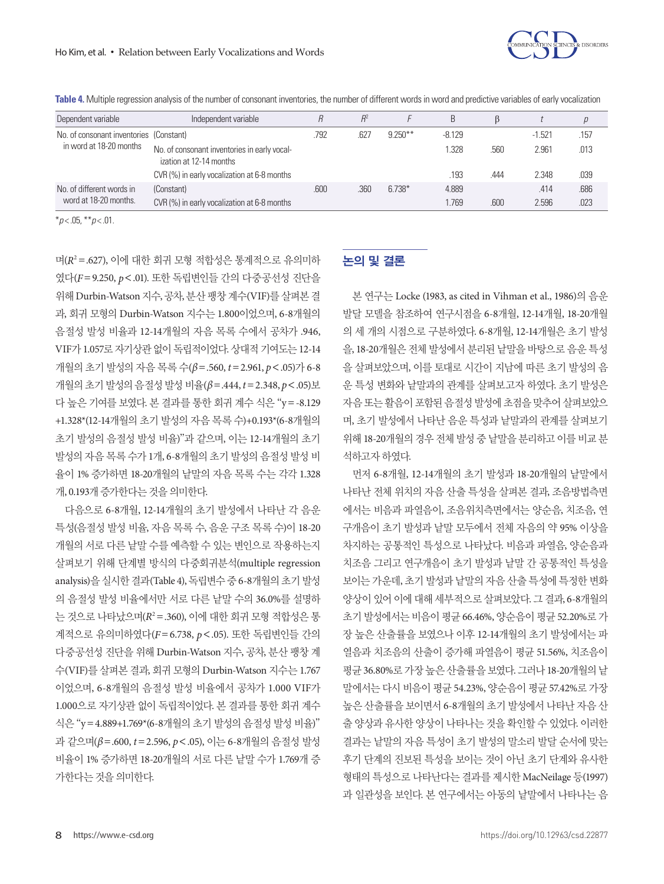**Table 4.** Multiple regression analysis of the number of consonant inventories, the number of different words in word and predictive variables of early vocalization

| Dependent variable | Independent variable | R | $R^2$ | F | B | β | t | p |
|---|---|---|---|---|---|---|---|---|
| No. of consonant inventories in word at 18-20 months | (Constant) | .792 | .627 | 9.250** | -8.129 | | -1.521 | .157 |
| | No. of consonant inventories in early vocalization at 12-14 months | | | | 1.328 | .560 | 2.961 | .013 |
| | CVR (%) in early vocalization at 6-8 months | | | | .193 | .444 | 2.348 | .039 |
| No. of different words in word at 18-20 months. | (Constant) | .600 | .360 | 6.738* | 4.889 | | .414 | .686 |
| | CVR (%) in early vocalization at 6-8 months | | | | 1.769 | .600 | 2.596 | .023 |

*$p<.05$, **$p<.01$.

며($R^2=.627$), 이에 대한 회귀 모형 적합성은 통계적으로 유의미하였다($F=9.250$, $p<.01$). 또한 독립변인들 간의 다중공선성 진단을 위해 Durbin-Watson 지수, 공차, 분산 팽창 계수(VIF)를 살펴본 결과, 회귀 모형의 Durbin-Watson 지수는 1.800이었으며, 6-8개월의 음절성 발성 비율과 12-14개월의 자음 목록 수에서 공차가 .946, VIF가 1.057로 자기상관 없이 독립적이었다. 상대적 기여도는 12-14개월의 초기 발성의 자음 목록 수($\beta=.560$, $t=2.961$, $p<.05$)가 6-8개월의 초기 발성의 음절성 발성 비율($\beta=.444$, $t=2.348$, $p<.05$)보다 높은 기여를 보였다. 본 결과를 통한 회귀 계수 식은 "y=-8.129+1.328*(12-14개월의 초기 발성의 자음 목록 수)+0.193*(6-8개월의 초기 발성의 음절성 발성 비율)"과 같으며, 이는 12-14개월의 초기 발성의 자음 목록 수가 1개, 6-8개월의 초기 발성의 음절성 발성 비율이 1% 증가하면 18-20개월의 낱말의 자음 목록 수는 각각 1.328개, 0.193개 증가한다는 것을 의미한다.

다음으로 6-8개월, 12-14개월의 초기 발성에서 나타난 각 음운 특성(음절성 발성 비율, 자음 목록 수, 음운 구조 목록 수)이 18-20개월의 서로 다른 낱말 수를 예측할 수 있는 변인으로 작용하는지 살펴보기 위해 단계별 방식의 다중회귀분석(multiple regression analysis)을 실시한 결과(Table 4), 독립변수 중 6-8개월의 초기 발성의 음절성 발성 비율에서만 서로 다른 낱말 수의 36.0%를 설명하는 것으로 나타났으며($R^2=.360$), 이에 대한 회귀 모형 적합성은 통계적으로 유의미하였다($F=6.738$, $p<.05$). 또한 독립변인들 간의 다중공선성 진단을 위해 Durbin-Watson 지수, 공차, 분산 팽창 계수(VIF)를 살펴본 결과, 회귀 모형의 Durbin-Watson 지수는 1.767이었으며, 6-8개월의 음절성 발성 비율에서 공차가 1.000 VIF가 1.000으로 자기상관 없이 독립적이었다. 본 결과를 통한 회귀 계수 식은 "y=4.889+1.769*(6-8개월의 초기 발성의 음절성 발성 비율)"과 같으며($\beta=.600$, $t=2.596$, $p<.05$), 이는 6-8개월의 음절성 발성 비율이 1% 증가하면 18-20개월의 서로 다른 낱말 수가 1.769개 증가한다는 것을 의미한다.

## 논의 및 결론

본 연구는 Locke (1983, as cited in Vihman et al., 1986)의 음운 발달 모델을 참조하여 연구시점을 6-8개월, 12-14개월, 18-20개월의 세 개의 시점으로 구분하였다. 6-8개월, 12-14개월은 초기 발성을, 18-20개월은 전체 발성에서 분리된 낱말을 바탕으로 음운 특성을 살펴보았으며, 이를 토대로 시간이 지남에 따른 초기 발성의 음운 특성 변화와 낱말과의 관계를 살펴보고자 하였다. 초기 발성은 자음 또는 활음이 포함된 음절성 발성에 초점을 맞추어 살펴보았으며, 초기 발성에서 나타난 음운 특성과 낱말과의 관계를 살펴보기 위해 18-20개월의 경우 전체 발성 중 낱말을 분리하고 이를 비교 분석하고자 하였다.

먼저 6-8개월, 12-14개월의 초기 발성과 18-20개월의 낱말에서 나타난 전체 위치의 자음 산출 특성을 살펴본 결과, 조음방법측면에서는 비음과 파열음이, 조음위치측면에서는 양순음, 치조음, 연구개음이 초기 발성과 낱말 모두에서 전체 자음의 약 95% 이상을 차지하는 공통적인 특성으로 나타났다. 비음과 파열음, 양순음과 치조음 그리고 연구개음이 초기 발성과 낱말 간 공통적인 특성을 보이는 가운데, 초기 발성과 낱말의 자음 산출 특성에 특정한 변화 양상이 있어 이에 대해 세부적으로 살펴보았다. 그 결과, 6-8개월의 초기 발성에서는 비음이 평균 66.46%, 양순음이 평균 52.20%로 가장 높은 산출률을 보였으나 이후 12-14개월의 초기 발성에서는 파열음과 치조음의 산출이 증가해 파열음이 평균 51.56%, 치조음이 평균 36.80%로 가장 높은 산출률을 보였다. 그러나 18-20개월의 낱말에서는 다시 비음이 평균 54.23%, 양순음이 평균 57.42%로 가장 높은 산출률을 보이면서 6-8개월의 초기 발성에서 나타난 자음 산출 양상과 유사한 양상이 나타나는 것을 확인할 수 있었다. 이러한 결과는 낱말의 자음 특성이 초기 발성의 말소리 발달 순서에 맞는 후기 단계의 진보된 특성을 보이는 것이 아닌 초기 단계와 유사한 형태의 특성으로 나타난다는 결과를 제시한 MacNeilage 등(1997)과 일관성을 보인다. 본 연구에서는 아동의 낱말에서 나타나는 음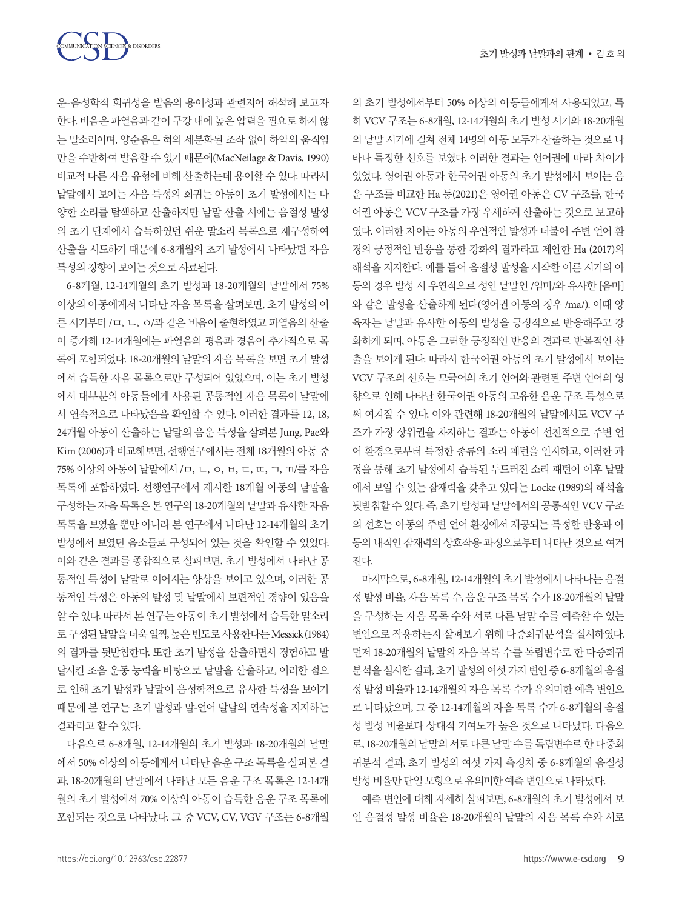운-음성학적 회귀성을 발음의 용이성과 관련지어 해석해 보고자 한다. 비음은 파열음과 같이 구강 내에 높은 압력을 필요로 하지 않는 말소리이며, 양순음은 혀의 세분화된 조작 없이 하악의 움직임만을 수반하여 발음할 수 있기 때문에(MacNeilage & Davis, 1990) 비교적 다른 자음 유형에 비해 산출하는데 용이할 수 있다. 따라서 낱말에서 보이는 자음 특성의 회귀는 아동이 초기 발성에서는 다양한 소리를 탐색하고 산출하지만 낱말 산출 시에는 음절성 발성의 초기 단계에서 습득하였던 쉬운 말소리 목록으로 재구성하여 산출을 시도하기 때문에 6-8개월의 초기 발성에서 나타났던 자음 특성의 경향이 보이는 것으로 사료된다.

6-8개월, 12-14개월의 초기 발성과 18-20개월의 낱말에서 75% 이상의 아동에게서 나타난 자음 목록을 살펴보면, 초기 발성의 이른 시기부터 /ㅁ, ㄴ, ㅇ/과 같은 비음이 출현하였고 파열음의 산출이 증가해 12-14개월에는 파열음의 평음과 경음이 추가적으로 목록에 포함되었다. 18-20개월의 낱말의 자음 목록을 보면 초기 발성에서 습득한 자음 목록으로만 구성되어 있었으며, 이는 초기 발성에서 대부분의 아동들에게 사용된 공통적인 자음 목록이 낱말에서 연속적으로 나타났음을 확인할 수 있다. 이러한 결과를 12, 18, 24개월 아동이 산출하는 낱말의 음운 특성을 살펴본 Jung, Pae와 Kim (2006)과 비교해보면, 선행연구에서는 전체 18개월의 아동 중 75% 이상의 아동이 낱말에서 /ㅁ, ㄴ, ㅇ, ㅂ, ㄷ, ㄸ, ㄱ, ㄲ/를 자음 목록에 포함하였다. 선행연구에서 제시한 18개월 아동의 낱말을 구성하는 자음 목록은 본 연구의 18-20개월의 낱말과 유사한 자음 목록을 보였을 뿐만 아니라 본 연구에서 나타난 12-14개월의 초기 발성에서 보였던 음소들로 구성되어 있는 것을 확인할 수 있었다. 이와 같은 결과를 종합적으로 살펴보면, 초기 발성에서 나타난 공통적인 특성이 낱말로 이어지는 양상을 보이고 있으며, 이러한 공통적인 특성은 아동의 발성 및 낱말에서 보편적인 경향이 있음을 알 수 있다. 따라서 본 연구는 아동이 초기 발성에서 습득한 말소리로 구성된 낱말을 더욱 일찍, 높은 빈도로 사용한다는 Messick (1984)의 결과를 뒷받침한다. 또한 초기 발성을 산출하면서 경험하고 발달시킨 조음 운동 능력을 바탕으로 낱말을 산출하고, 이러한 점으로 인해 초기 발성과 낱말이 음성학적으로 유사한 특성을 보이기 때문에 본 연구는 초기 발성과 말-언어 발달의 연속성을 지지하는 결과라고 할 수 있다.

다음으로 6-8개월, 12-14개월의 초기 발성과 18-20개월의 낱말에서 50% 이상의 아동에게서 나타난 음운 구조 목록을 살펴본 결과, 18-20개월의 낱말에서 나타난 모든 음운 구조 목록은 12-14개월의 초기 발성에서 70% 이상의 아동이 습득한 음운 구조 목록에 포함되는 것으로 나타났다. 그 중 VCV, CV, VGV 구조는 6-8개월의 초기 발성에서부터 50% 이상의 아동들에게서 사용되었고, 특히 VCV 구조는 6-8개월, 12-14개월의 초기 발성 시기와 18-20개월의 낱말 시기에 걸쳐 전체 14명의 아동 모두가 산출하는 것으로 나타나 특정한 선호를 보였다. 이러한 결과는 언어권에 따라 차이가 있었다. 영어권 아동과 한국어권 아동의 초기 발성에서 보이는 음운 구조를 비교한 Ha 등(2021)은 영어권 아동은 CV 구조를, 한국어권 아동은 VCV 구조를 가장 우세하게 산출하는 것으로 보고하였다. 이러한 차이는 아동의 우연적인 발성과 더불어 주변 언어 환경의 긍정적인 반응을 통한 강화의 결과라고 제안한 Ha (2017)의 해석을 지지한다. 예를 들어 음절성 발성을 시작한 이른 시기의 아동의 경우 발성 시 우연적으로 성인 낱말인 /엄마/와 유사한 [음마]와 같은 발성을 산출하게 된다(영어권 아동의 경우 /ma/). 이때 양육자는 낱말과 유사한 아동의 발성을 긍정적으로 반응해주고 강화하게 되며, 아동은 그러한 긍정적인 반응의 결과로 반복적인 산출을 보이게 된다. 따라서 한국어권 아동의 초기 발성에서 보이는 VCV 구조의 선호는 모국어의 초기 언어와 관련된 주변 언어의 영향으로 인해 나타난 한국어권 아동의 고유한 음운 구조 특성으로써 여겨질 수 있다. 이와 관련해 18-20개월의 낱말에서도 VCV 구조가 가장 상위권을 차지하는 결과는 아동이 선천적으로 주변 언어 환경으로부터 특정한 종류의 소리 패턴을 인지하고, 이러한 과정을 통해 초기 발성에서 습득된 두드러진 소리 패턴이 이후 낱말에서 보일 수 있는 잠재력을 갖추고 있다는 Locke (1989)의 해석을 뒷받침할 수 있다. 즉, 초기 발성과 낱말에서의 공통적인 VCV 구조의 선호는 아동의 주변 언어 환경에서 제공되는 특정한 반응과 아동의 내적인 잠재력의 상호작용 과정으로부터 나타난 것으로 여겨진다.

마지막으로, 6-8개월, 12-14개월의 초기 발성에서 나타나는 음절성 발성 비율, 자음 목록 수, 음운 구조 목록 수가 18-20개월의 낱말을 구성하는 자음 목록 수와 서로 다른 낱말 수를 예측할 수 있는 변인으로 작용하는지 살펴보기 위해 다중회귀분석을 실시하였다. 먼저 18-20개월의 낱말의 자음 목록 수를 독립변수로 한 다중회귀분석을 실시한 결과, 초기 발성의 여섯 가지 변인 중 6-8개월의 음절성 발성 비율과 12-14개월의 자음 목록 수가 유의미한 예측 변인으로 나타났으며, 그 중 12-14개월의 자음 목록 수가 6-8개월의 음절성 발성 비율보다 상대적 기여도가 높은 것으로 나타났다. 다음으로, 18-20개월의 낱말의 서로 다른 낱말 수를 독립변수로 한 다중회귀분석 결과, 초기 발성의 여섯 가지 측정치 중 6-8개월의 음절성 발성 비율만 단일 모형으로 유의미한 예측 변인으로 나타났다.

예측 변인에 대해 자세히 살펴보면, 6-8개월의 초기 발성에서 보인 음절성 발성 비율은 18-20개월의 낱말의 자음 목록 수와 서로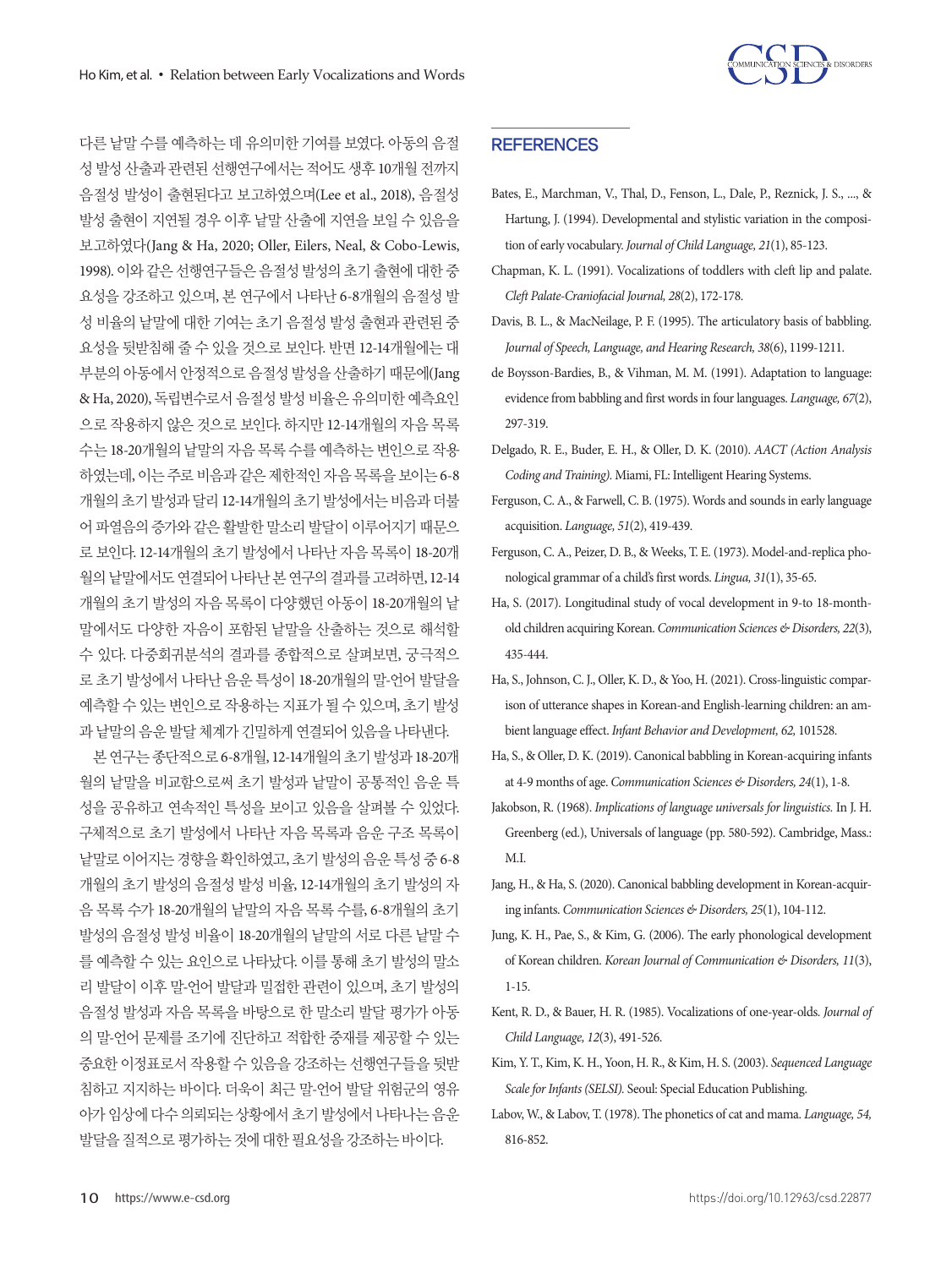다른 낱말 수를 예측하는 데 유의미한 기여를 보였다. 아동의 음절성 발성 산출과 관련된 선행연구에서는 적어도 생후 10개월 전까지 음절성 발성이 출현된다고 보고하였으며(Lee et al., 2018), 음절성 발성 출현이 지연될 경우 이후 낱말 산출에 지연을 보일 수 있음을 보고하였다(Jang & Ha, 2020; Oller, Eilers, Neal, & Cobo-Lewis, 1998). 이와 같은 선행연구들은 음절성 발성의 초기 출현에 대한 중요성을 강조하고 있으며, 본 연구에서 나타난 6-8개월의 음절성 발성 비율의 낱말에 대한 기여는 초기 음절성 발성 출현과 관련된 중요성을 뒷받침해 줄 수 있을 것으로 보인다. 반면 12-14개월에는 대부분의 아동에서 안정적으로 음절성 발성을 산출하기 때문에(Jang & Ha, 2020), 독립변수로서 음절성 발성 비율은 유의미한 예측요인으로 작용하지 않은 것으로 보인다. 하지만 12-14개월의 자음 목록 수는 18-20개월의 낱말의 자음 목록 수를 예측하는 변인으로 작용하였는데, 이는 주로 비음과 같은 제한적인 자음 목록을 보이는 6-8개월의 초기 발성과 달리 12-14개월의 초기 발성에서는 비음과 더불어 파열음의 증가와 같은 활발한 말소리 발달이 이루어지기 때문으로 보인다. 12-14개월의 초기 발성에서 나타난 자음 목록이 18-20개월의 낱말에서도 연결되어 나타난 본 연구의 결과를 고려하면, 12-14개월의 초기 발성의 자음 목록이 다양했던 아동이 18-20개월의 낱말에서도 다양한 자음이 포함된 낱말을 산출하는 것으로 해석할 수 있다. 다중회귀분석의 결과를 종합적으로 살펴보면, 궁극적으로 초기 발성에서 나타난 음운 특성이 18-20개월의 말-언어 발달을 예측할 수 있는 변인으로 작용하는 지표가 될 수 있으며, 초기 발성과 낱말의 음운 발달 체계가 긴밀하게 연결되어 있음을 나타낸다.

본 연구는 종단적으로 6-8개월, 12-14개월의 초기 발성과 18-20개월의 낱말을 비교함으로써 초기 발성과 낱말이 공통적인 음운 특성을 공유하고 연속적인 특성을 보이고 있음을 살펴볼 수 있었다. 구체적으로 초기 발성에서 나타난 자음 목록과 음운 구조 목록이 낱말로 이어지는 경향을 확인하였고, 초기 발성의 음운 특성 중 6-8개월의 초기 발성의 음절성 발성 비율, 12-14개월의 초기 발성의 자음 목록 수가 18-20개월의 낱말의 자음 목록 수를, 6-8개월의 초기 발성의 음절성 발성 비율이 18-20개월의 낱말의 서로 다른 낱말 수를 예측할 수 있는 요인으로 나타났다. 이를 통해 초기 발성의 말소리 발달이 이후 말-언어 발달과 밀접한 관련이 있으며, 초기 발성의 음절성 발성과 자음 목록을 바탕으로 한 말소리 발달 평가가 아동의 말-언어 문제를 조기에 진단하고 적합한 중재를 제공할 수 있는 중요한 이정표로서 작용할 수 있음을 강조하는 선행연구들을 뒷받침하고 지지하는 바이다. 더욱이 최근 말-언어 발달 위험군의 영유아가 임상에 다수 의뢰되는 상황에서 초기 발성에서 나타나는 음운 발달을 질적으로 평가하는 것에 대한 필요성을 강조하는 바이다.

## REFERENCES

Bates, E., Marchman, V., Thal, D., Fenson, L., Dale, P., Reznick, J. S., ..., & Hartung, J. (1994). Developmental and stylistic variation in the composition of early vocabulary. *Journal of Child Language, 21*(1), 85-123.

Chapman, K. L. (1991). Vocalizations of toddlers with cleft lip and palate. *Cleft Palate-Craniofacial Journal, 28*(2), 172-178.

Davis, B. L., & MacNeilage, P. F. (1995). The articulatory basis of babbling. *Journal of Speech, Language, and Hearing Research, 38*(6), 1199-1211.

de Boysson-Bardies, B., & Vihman, M. M. (1991). Adaptation to language: evidence from babbling and first words in four languages. *Language, 67*(2), 297-319.

Delgado, R. E., Buder, E. H., & Oller, D. K. (2010). *AACT (Action Analysis Coding and Training).* Miami, FL: Intelligent Hearing Systems.

Ferguson, C. A., & Farwell, C. B. (1975). Words and sounds in early language acquisition. *Language, 51*(2), 419-439.

Ferguson, C. A., Peizer, D. B., & Weeks, T. E. (1973). Model-and-replica phonological grammar of a child's first words. *Lingua, 31*(1), 35-65.

Ha, S. (2017). Longitudinal study of vocal development in 9-to 18-month-old children acquiring Korean. *Communication Sciences & Disorders, 22*(3), 435-444.

Ha, S., Johnson, C. J., Oller, K. D., & Yoo, H. (2021). Cross-linguistic comparison of utterance shapes in Korean-and English-learning children: an ambient language effect. *Infant Behavior and Development, 62,* 101528.

Ha, S., & Oller, D. K. (2019). Canonical babbling in Korean-acquiring infants at 4-9 months of age. *Communication Sciences & Disorders, 24*(1), 1-8.

Jakobson, R. (1968). *Implications of language universals for linguistics.* In J. H. Greenberg (ed.), Universals of language (pp. 580-592). Cambridge, Mass.: M.I.

Jang, H., & Ha, S. (2020). Canonical babbling development in Korean-acquiring infants. *Communication Sciences & Disorders, 25*(1), 104-112.

Jung, K. H., Pae, S., & Kim, G. (2006). The early phonological development of Korean children. *Korean Journal of Communication & Disorders, 11*(3), 1-15.

Kent, R. D., & Bauer, H. R. (1985). Vocalizations of one-year-olds. *Journal of Child Language, 12*(3), 491-526.

Kim, Y. T., Kim, K. H., Yoon, H. R., & Kim, H. S. (2003). *Sequenced Language Scale for Infants (SELSI).* Seoul: Special Education Publishing.

Labov, W., & Labov, T. (1978). The phonetics of cat and mama. *Language, 54,* 816-852.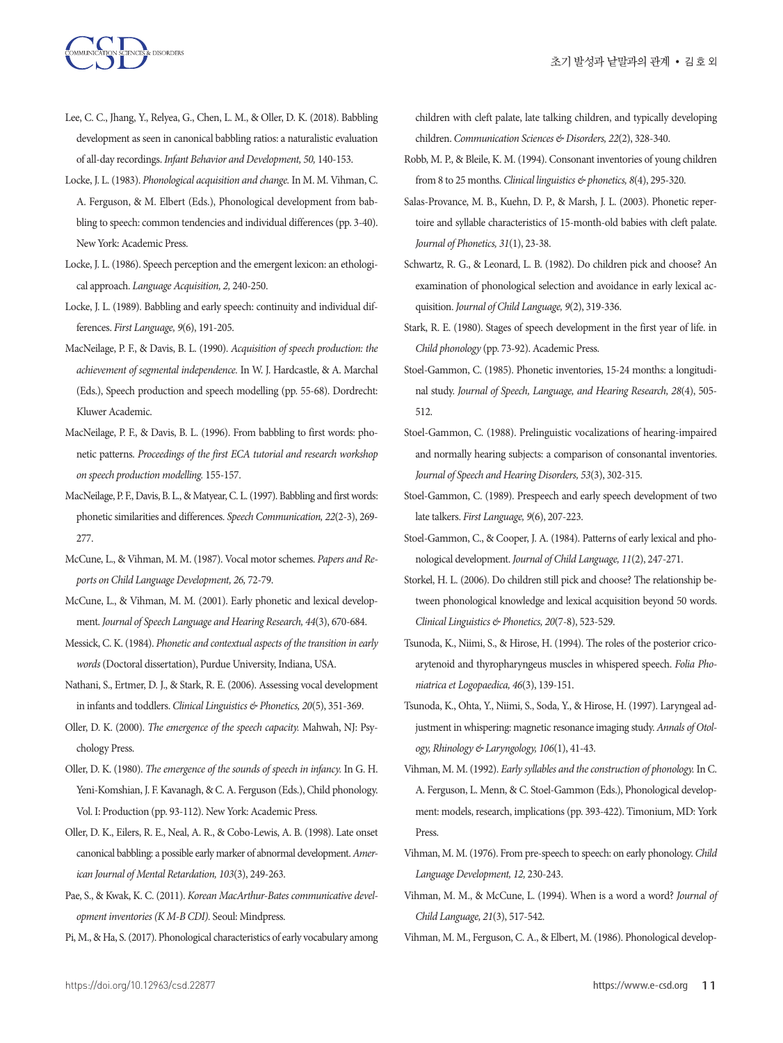Lee, C. C., Jhang, Y., Relyea, G., Chen, L. M., & Oller, D. K. (2018). Babbling development as seen in canonical babbling ratios: a naturalistic evaluation of all-day recordings. *Infant Behavior and Development, 50,* 140-153.

Locke, J. L. (1983). *Phonological acquisition and change.* In M. M. Vihman, C. A. Ferguson, & M. Elbert (Eds.), Phonological development from babbling to speech: common tendencies and individual differences (pp. 3-40). New York: Academic Press.

Locke, J. L. (1986). Speech perception and the emergent lexicon: an ethological approach. *Language Acquisition, 2,* 240-250.

Locke, J. L. (1989). Babbling and early speech: continuity and individual differences. *First Language, 9*(6), 191-205.

MacNeilage, P. F., & Davis, B. L. (1990). *Acquisition of speech production: the achievement of segmental independence.* In W. J. Hardcastle, & A. Marchal (Eds.), Speech production and speech modelling (pp. 55-68). Dordrecht: Kluwer Academic.

MacNeilage, P. F., & Davis, B. L. (1996). From babbling to first words: phonetic patterns. *Proceedings of the first ECA tutorial and research workshop on speech production modelling.* 155-157.

MacNeilage, P. F., Davis, B. L., & Matyear, C. L. (1997). Babbling and first words: phonetic similarities and differences. *Speech Communication, 22*(2-3), 269-277.

McCune, L., & Vihman, M. M. (1987). Vocal motor schemes. *Papers and Reports on Child Language Development, 26,* 72-79.

McCune, L., & Vihman, M. M. (2001). Early phonetic and lexical development. *Journal of Speech Language and Hearing Research, 44*(3), 670-684.

Messick, C. K. (1984). *Phonetic and contextual aspects of the transition in early words* (Doctoral dissertation), Purdue University, Indiana, USA.

Nathani, S., Ertmer, D. J., & Stark, R. E. (2006). Assessing vocal development in infants and toddlers. *Clinical Linguistics & Phonetics, 20*(5), 351-369.

Oller, D. K. (2000). *The emergence of the speech capacity.* Mahwah, NJ: Psychology Press.

Oller, D. K. (1980). *The emergence of the sounds of speech in infancy.* In G. H. Yeni-Komshian, J. F. Kavanagh, & C. A. Ferguson (Eds.), Child phonology. Vol. I: Production (pp. 93-112). New York: Academic Press.

Oller, D. K., Eilers, R. E., Neal, A. R., & Cobo-Lewis, A. B. (1998). Late onset canonical babbling: a possible early marker of abnormal development. *American Journal of Mental Retardation, 103*(3), 249-263.

Pae, S., & Kwak, K. C. (2011). *Korean MacArthur-Bates communicative development inventories (K M-B CDI).* Seoul: Mindpress.

Pi, M., & Ha, S. (2017). Phonological characteristics of early vocabulary among children with cleft palate, late talking children, and typically developing children. *Communication Sciences & Disorders, 22*(2), 328-340.

Robb, M. P., & Bleile, K. M. (1994). Consonant inventories of young children from 8 to 25 months. *Clinical linguistics & phonetics, 8*(4), 295-320.

Salas-Provance, M. B., Kuehn, D. P., & Marsh, J. L. (2003). Phonetic repertoire and syllable characteristics of 15-month-old babies with cleft palate. *Journal of Phonetics, 31*(1), 23-38.

Schwartz, R. G., & Leonard, L. B. (1982). Do children pick and choose? An examination of phonological selection and avoidance in early lexical acquisition. *Journal of Child Language, 9*(2), 319-336.

Stark, R. E. (1980). Stages of speech development in the first year of life. in *Child phonology* (pp. 73-92). Academic Press.

Stoel-Gammon, C. (1985). Phonetic inventories, 15-24 months: a longitudinal study. *Journal of Speech, Language, and Hearing Research, 28*(4), 505-512.

Stoel-Gammon, C. (1988). Prelinguistic vocalizations of hearing-impaired and normally hearing subjects: a comparison of consonantal inventories. *Journal of Speech and Hearing Disorders, 53*(3), 302-315.

Stoel-Gammon, C. (1989). Prespeech and early speech development of two late talkers. *First Language, 9*(6), 207-223.

Stoel-Gammon, C., & Cooper, J. A. (1984). Patterns of early lexical and phonological development. *Journal of Child Language, 11*(2), 247-271.

Storkel, H. L. (2006). Do children still pick and choose? The relationship between phonological knowledge and lexical acquisition beyond 50 words. *Clinical Linguistics & Phonetics, 20*(7-8), 523-529.

Tsunoda, K., Niimi, S., & Hirose, H. (1994). The roles of the posterior cricoarytenoid and thyropharyngeus muscles in whispered speech. *Folia Phoniatrica et Logopaedica, 46*(3), 139-151.

Tsunoda, K., Ohta, Y., Niimi, S., Soda, Y., & Hirose, H. (1997). Laryngeal adjustment in whispering: magnetic resonance imaging study. *Annals of Otology, Rhinology & Laryngology, 106*(1), 41-43.

Vihman, M. M. (1992). *Early syllables and the construction of phonology.* In C. A. Ferguson, L. Menn, & C. Stoel-Gammon (Eds.), Phonological development: models, research, implications (pp. 393-422). Timonium, MD: York Press.

Vihman, M. M. (1976). From pre-speech to speech: on early phonology. *Child Language Development, 12,* 230-243.

Vihman, M. M., & McCune, L. (1994). When is a word a word? *Journal of Child Language, 21*(3), 517-542.

Vihman, M. M., Ferguson, C. A., & Elbert, M. (1986). Phonological develop-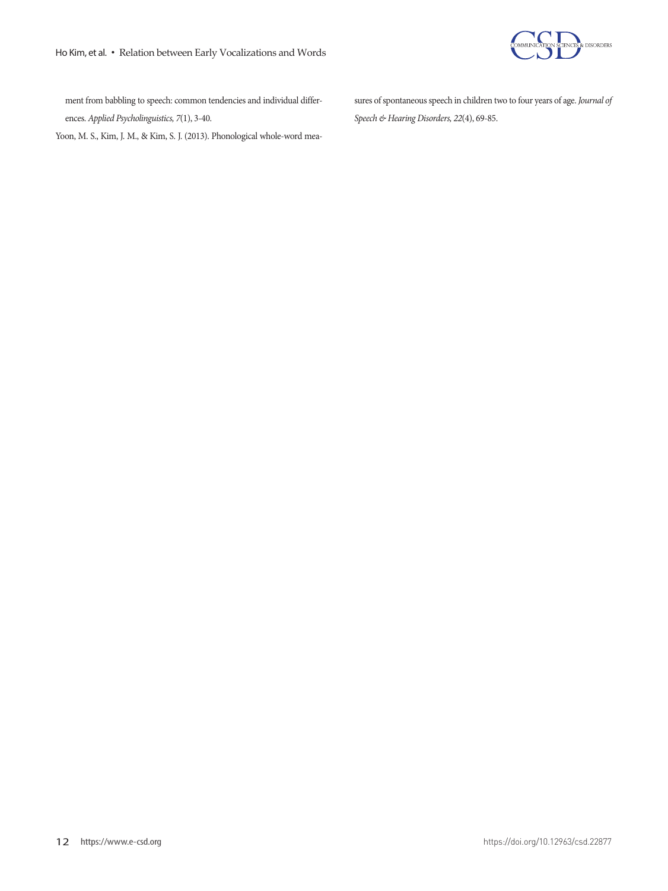ment from babbling to speech: common tendencies and individual differences. *Applied Psycholinguistics, 7*(1), 3-40.

Yoon, M. S., Kim, J. M., & Kim, S. J. (2013). Phonological whole-word measures of spontaneous speech in children two to four years of age. *Journal of Speech & Hearing Disorders, 22*(4), 69-85.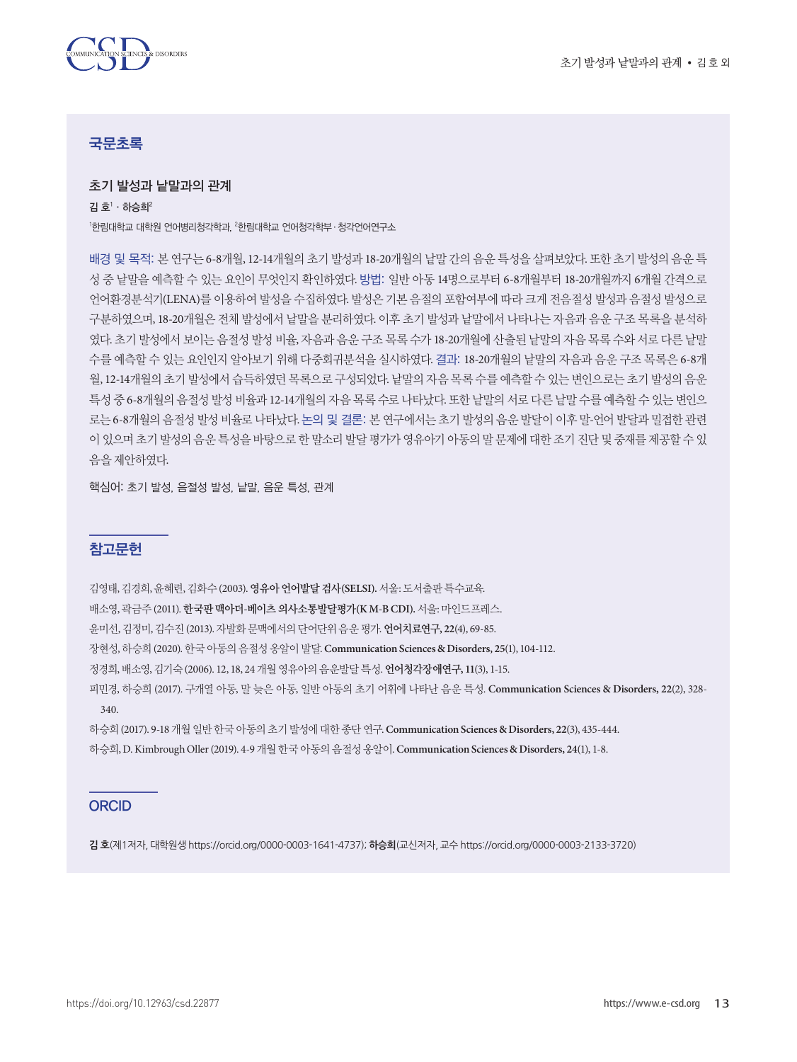## 국문초록

### 초기 발성과 낱말과의 관계

**김 호[1] · 하승희[2]**

[1]한림대학교 대학원 언어병리청각학과, [2]한림대학교 언어청각학부 · 청각언어연구소

배경 및 목적: 본 연구는 6-8개월, 12-14개월의 초기 발성과 18-20개월의 낱말 간의 음운 특성을 살펴보았다. 또한 초기 발성의 음운 특성 중 낱말을 예측할 수 있는 요인이 무엇인지 확인하였다. 방법: 일반 아동 14명으로부터 6-8개월부터 18-20개월까지 6개월 간격으로 언어환경분석기(LENA)를 이용하여 발성을 수집하였다. 발성은 기본 음절의 포함여부에 따라 크게 전음절성 발성과 음절성 발성으로 구분하였으며, 18-20개월은 전체 발성에서 낱말을 분리하였다. 이후 초기 발성과 낱말에서 나타나는 자음과 음운 구조 목록을 분석하였다. 초기 발성에서 보이는 음절성 발성 비율, 자음과 음운 구조 목록 수가 18-20개월에 산출된 낱말의 자음 목록 수와 서로 다른 낱말 수를 예측할 수 있는 요인인지 알아보기 위해 다중회귀분석을 실시하였다. 결과: 18-20개월의 낱말의 자음과 음운 구조 목록은 6-8개월, 12-14개월의 초기 발성에서 습득하였던 목록으로 구성되었다. 낱말의 자음 목록 수를 예측할 수 있는 변인으로는 초기 발성의 음운 특성 중 6-8개월의 음절성 발성 비율과 12-14개월의 자음 목록 수로 나타났다. 또한 낱말의 서로 다른 낱말 수를 예측할 수 있는 변인으로는 6-8개월의 음절성 발성 비율로 나타났다. 논의 및 결론: 본 연구에서는 초기 발성의 음운 발달이 이후 말-언어 발달과 밀접한 관련이 있으며 초기 발성의 음운 특성을 바탕으로 한 말소리 발달 평가가 영유아기 아동의 말 문제에 대한 조기 진단 및 중재를 제공할 수 있음을 제안하였다.

핵심어: 초기 발성, 음절성 발성, 낱말, 음운 특성, 관계

## 참고문헌

김영태, 김경희, 윤혜련, 김화수 (2003). **영유아 언어발달 검사(SELSI).** 서울: 도서출판 특수교육.

배소영, 곽금주 (2011). **한국판 맥아더-베이츠 의사소통발달평가(K M-B CDI).** 서울: 마인드프레스.

윤미선, 김정미, 김수진 (2013). 자발화 문맥에서의 단어단위 음운 평가. **언어치료연구, 22**(4), 69-85.

장현성, 하승희 (2020). 한국 아동의 음절성 옹알이 발달. **Communication Sciences & Disorders, 25**(1), 104-112.

정경희, 배소영, 김기숙 (2006). 12, 18, 24 개월 영유아의 음운발달 특성. **언어청각장애연구, 11**(3), 1-15.

피민경, 하승희 (2017). 구개열 아동, 말 늦은 아동, 일반 아동의 초기 어휘에 나타난 음운 특성. **Communication Sciences & Disorders, 22**(2), 328-340.

하승희 (2017). 9-18 개월 일반 한국 아동의 초기 발성에 대한 종단 연구. **Communication Sciences & Disorders, 22**(3), 435-444.

하승희, D. Kimbrough Oller (2019). 4-9 개월 한국 아동의 음절성 옹알이. **Communication Sciences & Disorders, 24**(1), 1-8.

## ORCID

**김 호**(제1저자, 대학원생 https://orcid.org/0000-0003-1641-4737); **하승희**(교신저자, 교수 https://orcid.org/0000-0003-2133-3720)